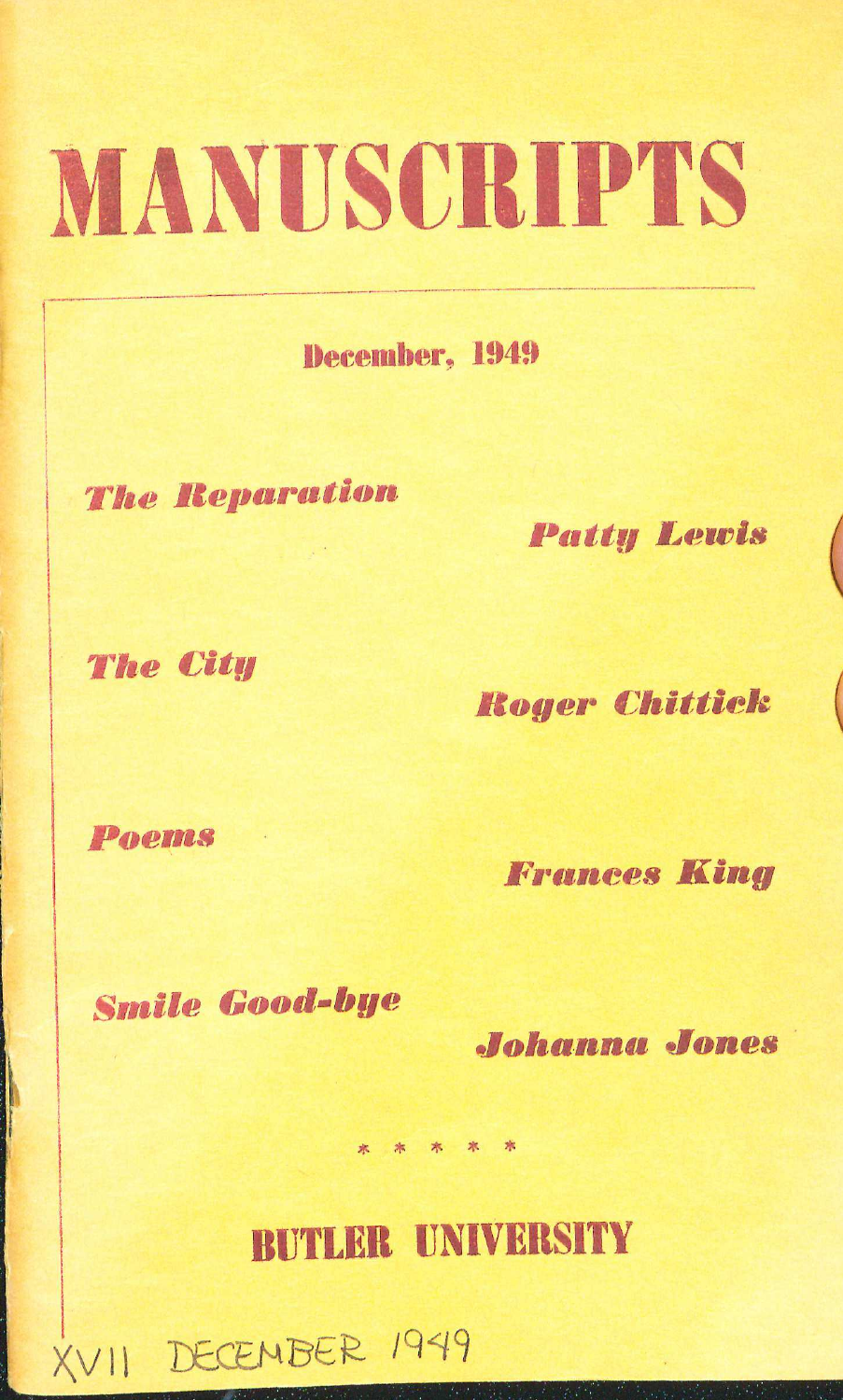# MANUSCRIPTS

December, 1949

*The Reparation* — *Patty Lewis*

*The City* — *Roger Chittick*

*Poems* — *Frances King*

*Smile Good-bye* — *Johanna Jones*

* * * * *

## BUTLER UNIVERSITY

XVII DECEMBER 1949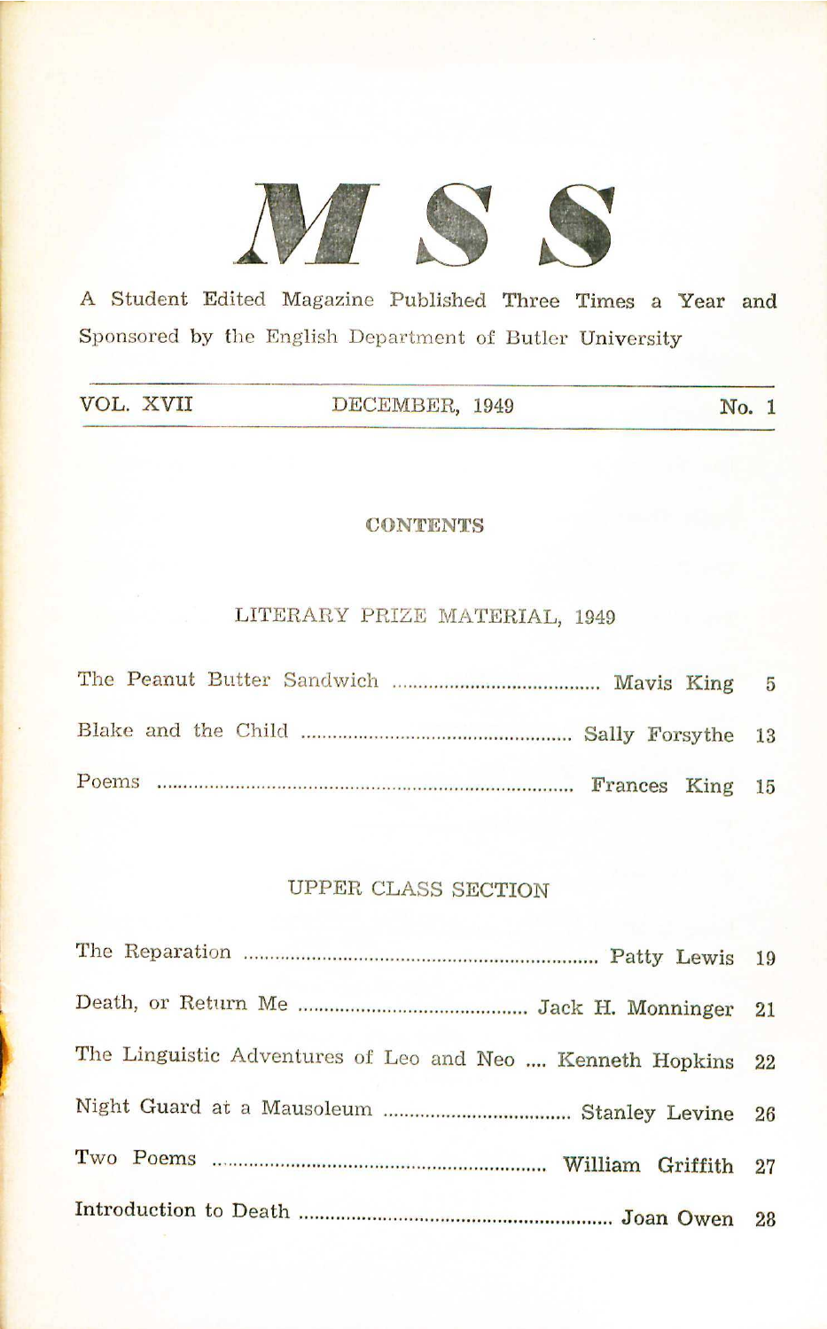# MSS

A Student Edited Magazine Published Three Times a Year and Sponsored by the English Department of Butler University

VOL. XVII — DECEMBER, 1949 — No. 1

## CONTENTS

### LITERARY PRIZE MATERIAL, 1949

The Peanut Butter Sandwich ........................................ Mavis King 5

Blake and the Child .................................................. Sally Forsythe 13

Poems .......................................................................... Frances King 15

### UPPER CLASS SECTION

The Reparation .................................................................. Patty Lewis 19

Death, or Return Me ........................................... Jack H. Monninger 21

The Linguistic Adventures of Leo and Neo .... Kenneth Hopkins 22

Night Guard at a Mausoleum .................................... Stanley Levine 26

Two Poems ................................................................. William Griffith 27

Introduction to Death ........................................................... Joan Owen 28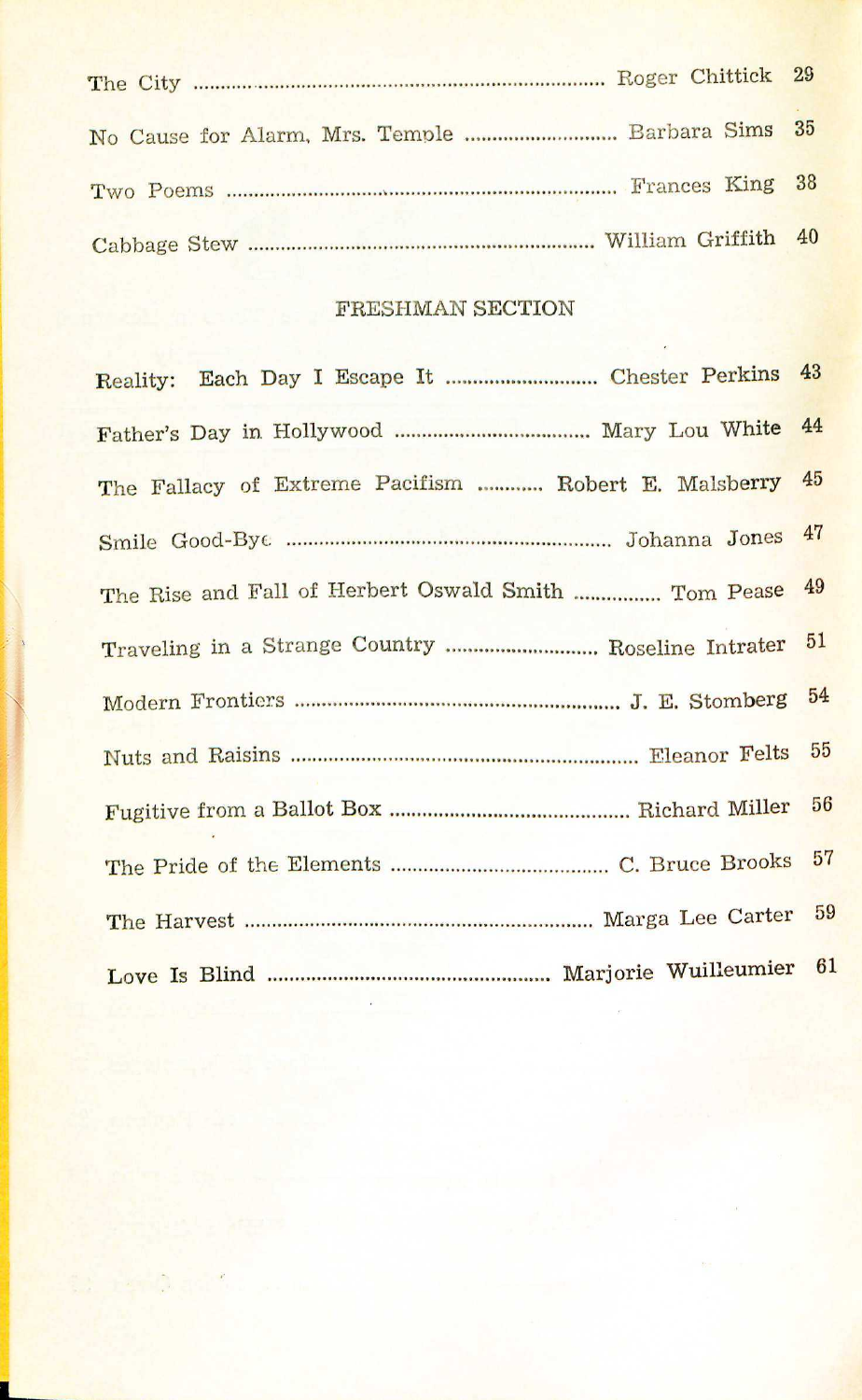The City ........................................ Roger Chittick 29

No Cause for Alarm, Mrs. Temple ........................ Barbara Sims 35

Two Poems ........................................ Frances King 38

Cabbage Stew ........................................ William Griffith 40

## FRESHMAN SECTION

Reality: Each Day I Escape It ........................ Chester Perkins 43

Father's Day in Hollywood ........................ Mary Lou White 44

The Fallacy of Extreme Pacifism ........... Robert E. Malsberry 45

Smile Good-Bye ........................................ Johanna Jones 47

The Rise and Fall of Herbert Oswald Smith ................ Tom Pease 49

Traveling in a Strange Country ........................ Roseline Intrater 51

Modern Frontiers ........................................ J. E. Stomberg 54

Nuts and Raisins ........................................ Eleanor Felts 55

Fugitive from a Ballot Box ........................ Richard Miller 56

The Pride of the Elements ........................ C. Bruce Brooks 57

The Harvest ........................................ Marga Lee Carter 59

Love Is Blind ........................................ Marjorie Wuilleumier 61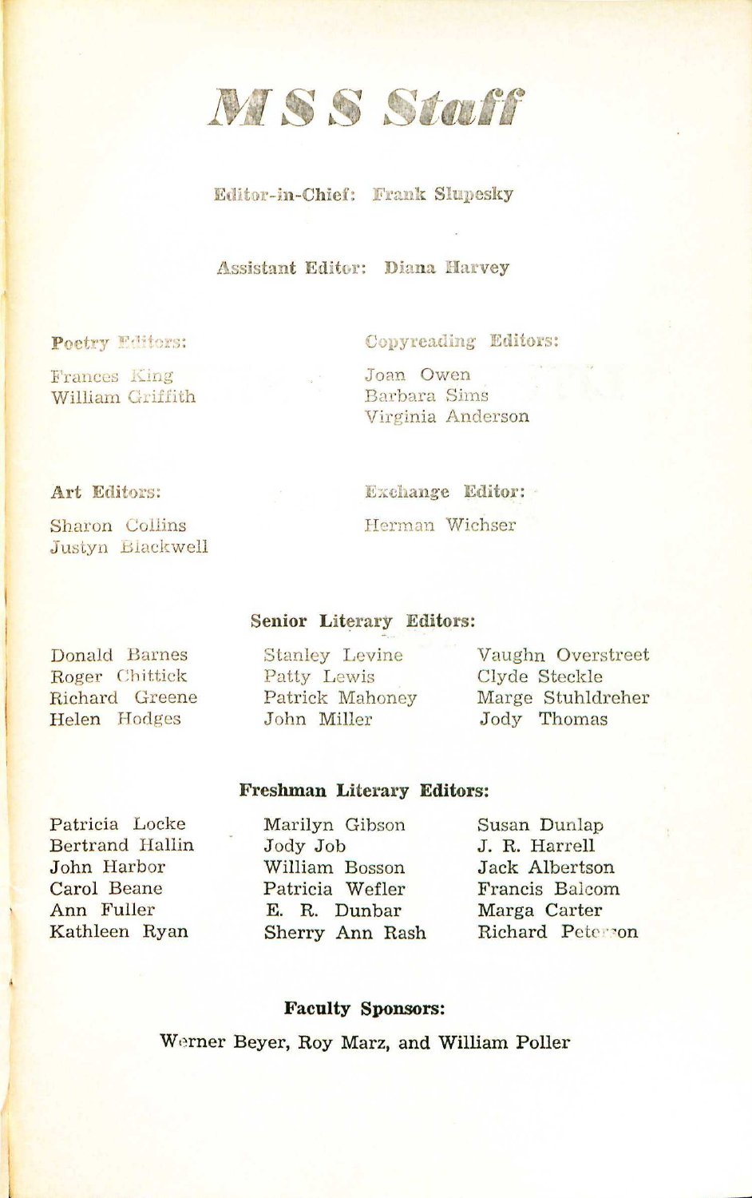# *MSS Staff*

Editor-in-Chief: Frank Slupesky

Assistant Editor: Diana Harvey

**Poetry Editors:**

Frances King
William Griffith

**Copyreading Editors:**

Joan Owen
Barbara Sims
Virginia Anderson

**Art Editors:**

Sharon Collins
Justyn Blackwell

**Exchange Editor:**

Herman Wichser

**Senior Literary Editors:**

Donald Barnes
Roger Chittick
Richard Greene
Helen Hodges
Stanley Levine
Patty Lewis
Patrick Mahoney
John Miller
Vaughn Overstreet
Clyde Steckle
Marge Stuhldreher
Jody Thomas

**Freshman Literary Editors:**

Patricia Locke
Bertrand Hallin
John Harbor
Carol Beane
Ann Fuller
Kathleen Ryan
Marilyn Gibson
Jody Job
William Bosson
Patricia Wefler
E. R. Dunbar
Sherry Ann Rash
Susan Dunlap
J. R. Harrell
Jack Albertson
Francis Balcom
Marga Carter
Richard Peterson

**Faculty Sponsors:**

Werner Beyer, Roy Marz, and William Poller